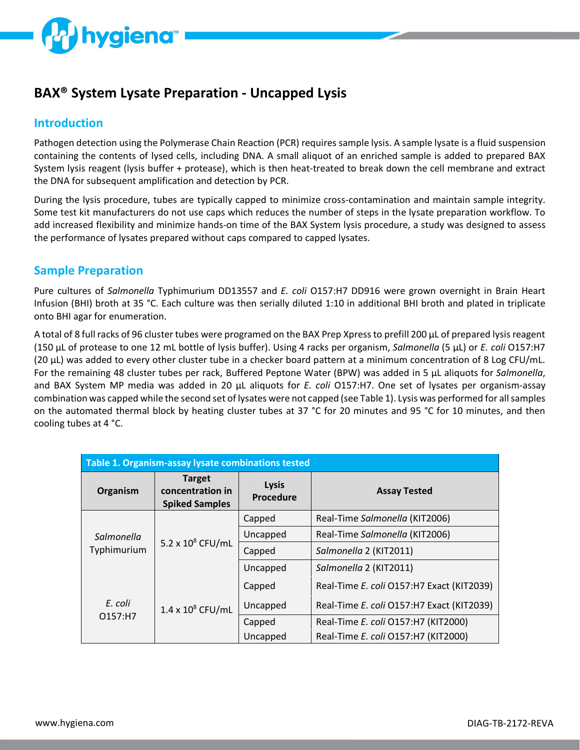# BAX® System Lysate Preparation - Uncapped Lysis

## Introduction

Pathogen detection using the Polymerase Chain Reaction (PCR) requires sample lysis. A sample lysate is a fluid suspension containing the contents of lysed cells, including DNA. A small aliquot of an enriched sample is added to prepared BAX System lysis reagent (lysis buffer + protease), which is then heat-treated to break down the cell membrane and extract the DNA for subsequent amplification and detection by PCR.

During the lysis procedure, tubes are typically capped to minimize cross-contamination and maintain sample integrity. Some test kit manufacturers do not use caps which reduces the number of steps in the lysate preparation workflow. To add increased flexibility and minimize hands-on time of the BAX System lysis procedure, a study was designed to assess the performance of lysates prepared without caps compared to capped lysates.

## Sample Preparation

Pure cultures of *Salmonella* Typhimurium DD13557 and *E. coli* O157:H7 DD916 were grown overnight in Brain Heart Infusion (BHI) broth at 35 °C. Each culture was then serially diluted 1:10 in additional BHI broth and plated in triplicate onto BHI agar for enumeration.

A total of 8 full racks of 96 cluster tubes were programed on the BAX Prep Xpress to prefill 200 µL of prepared lysis reagent (150 µL of protease to one 12 mL bottle of lysis buffer). Using 4 racks per organism, *Salmonella* (5 µL) or *E. coli* O157:H7 (20 µL) was added to every other cluster tube in a checker board pattern at a minimum concentration of 8 Log CFU/mL. For the remaining 48 cluster tubes per rack, Buffered Peptone Water (BPW) was added in 5 µL aliquots for *Salmonella*, and BAX System MP media was added in 20 µL aliquots for *E. coli* O157:H7. One set of lysates per organism-assay combination was capped while the second set of lysates were not capped (see Table 1). Lysis was performed for all samples on the automated thermal block by heating cluster tubes at 37 °C for 20 minutes and 95 °C for 10 minutes, and then cooling tubes at 4 °C.

**Table 1. Organism-assay lysate combinations tested**

| Organism | Target concentration in Spiked Samples | Lysis Procedure | Assay Tested |
|---|---|---|---|
| *Salmonella* Typhimurium | $5.2 \times 10^8$ CFU/mL | Capped | Real-Time *Salmonella* (KIT2006) |
| | | Uncapped | Real-Time *Salmonella* (KIT2006) |
| | | Capped | *Salmonella* 2 (KIT2011) |
| | | Uncapped | *Salmonella* 2 (KIT2011) |
| *E. coli* O157:H7 | $1.4 \times 10^8$ CFU/mL | Capped | Real-Time *E. coli* O157:H7 Exact (KIT2039) |
| | | Uncapped | Real-Time *E. coli* O157:H7 Exact (KIT2039) |
| | | Capped | Real-Time *E. coli* O157:H7 (KIT2000) |
| | | Uncapped | Real-Time *E. coli* O157:H7 (KIT2000) |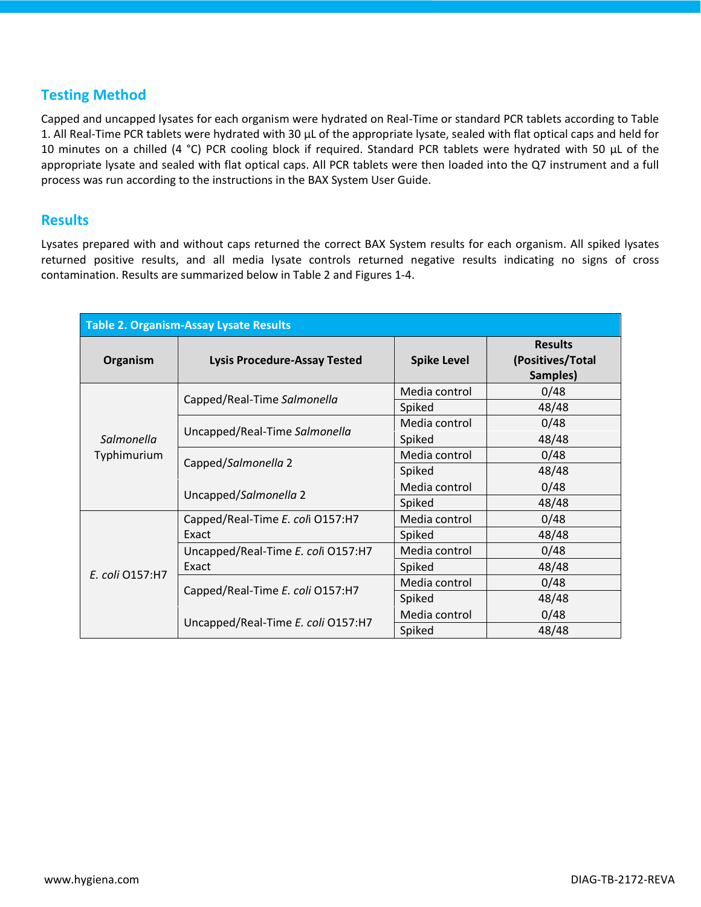## Testing Method

Capped and uncapped lysates for each organism were hydrated on Real-Time or standard PCR tablets according to Table 1. All Real-Time PCR tablets were hydrated with 30 µL of the appropriate lysate, sealed with flat optical caps and held for 10 minutes on a chilled (4 °C) PCR cooling block if required. Standard PCR tablets were hydrated with 50 µL of the appropriate lysate and sealed with flat optical caps. All PCR tablets were then loaded into the Q7 instrument and a full process was run according to the instructions in the BAX System User Guide.

## Results

Lysates prepared with and without caps returned the correct BAX System results for each organism. All spiked lysates returned positive results, and all media lysate controls returned negative results indicating no signs of cross contamination. Results are summarized below in Table 2 and Figures 1-4.

**Table 2. Organism-Assay Lysate Results**

| Organism | Lysis Procedure-Assay Tested | Spike Level | Results (Positives/Total Samples) |
|---|---|---|---|
| *Salmonella* Typhimurium | Capped/Real-Time *Salmonella* | Media control | 0/48 |
| | | Spiked | 48/48 |
| | Uncapped/Real-Time *Salmonella* | Media control | 0/48 |
| | | Spiked | 48/48 |
| | Capped/*Salmonella* 2 | Media control | 0/48 |
| | | Spiked | 48/48 |
| | Uncapped/*Salmonella* 2 | Media control | 0/48 |
| | | Spiked | 48/48 |
| *E. coli* O157:H7 | Capped/Real-Time *E. coli* O157:H7 Exact | Media control | 0/48 |
| | | Spiked | 48/48 |
| | Uncapped/Real-Time *E. coli* O157:H7 Exact | Media control | 0/48 |
| | | Spiked | 48/48 |
| | Capped/Real-Time *E. coli* O157:H7 | Media control | 0/48 |
| | | Spiked | 48/48 |
| | Uncapped/Real-Time *E. coli* O157:H7 | Media control | 0/48 |
| | | Spiked | 48/48 |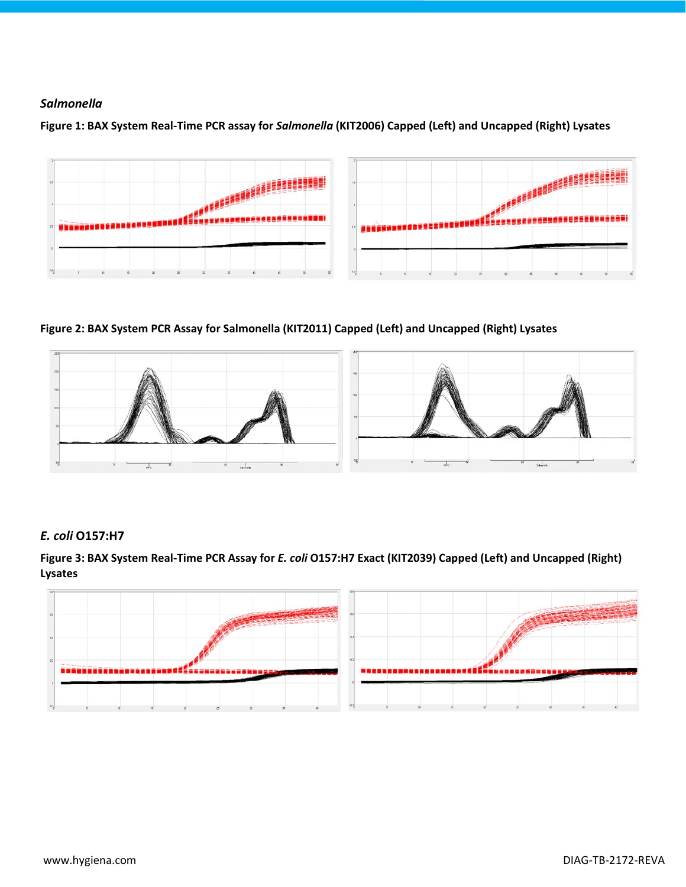### *Salmonella*

**Figure 1: BAX System Real-Time PCR assay for *Salmonella* (KIT2006) Capped (Left) and Uncapped (Right) Lysates**

**Figure 2: BAX System PCR Assay for Salmonella (KIT2011) Capped (Left) and Uncapped (Right) Lysates**

### *E. coli* O157:H7

**Figure 3: BAX System Real-Time PCR Assay for *E. coli* O157:H7 Exact (KIT2039) Capped (Left) and Uncapped (Right) Lysates**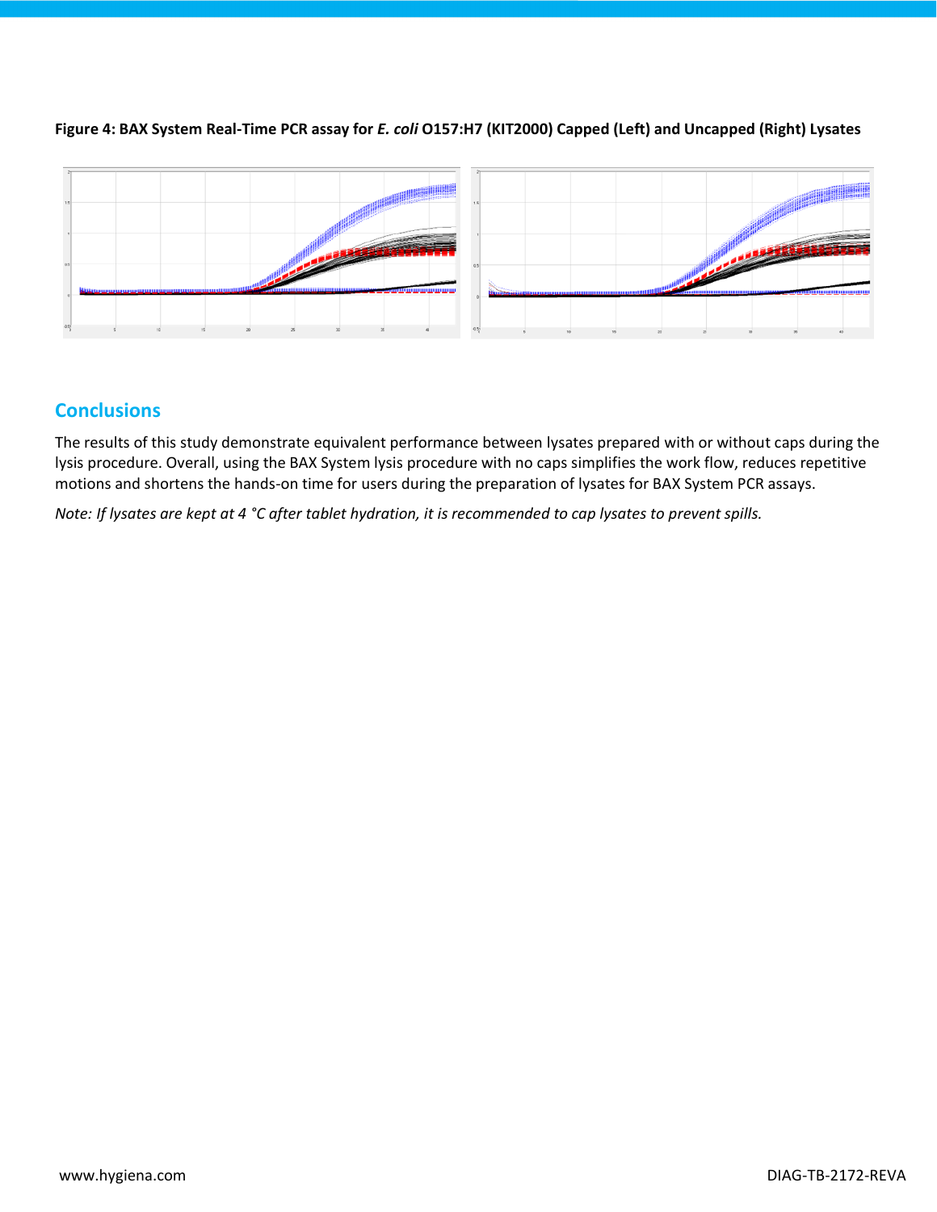**Figure 4: BAX System Real-Time PCR assay for *E. coli* O157:H7 (KIT2000) Capped (Left) and Uncapped (Right) Lysates**

## Conclusions

The results of this study demonstrate equivalent performance between lysates prepared with or without caps during the lysis procedure. Overall, using the BAX System lysis procedure with no caps simplifies the work flow, reduces repetitive motions and shortens the hands-on time for users during the preparation of lysates for BAX System PCR assays.

*Note: If lysates are kept at 4 °C after tablet hydration, it is recommended to cap lysates to prevent spills.*